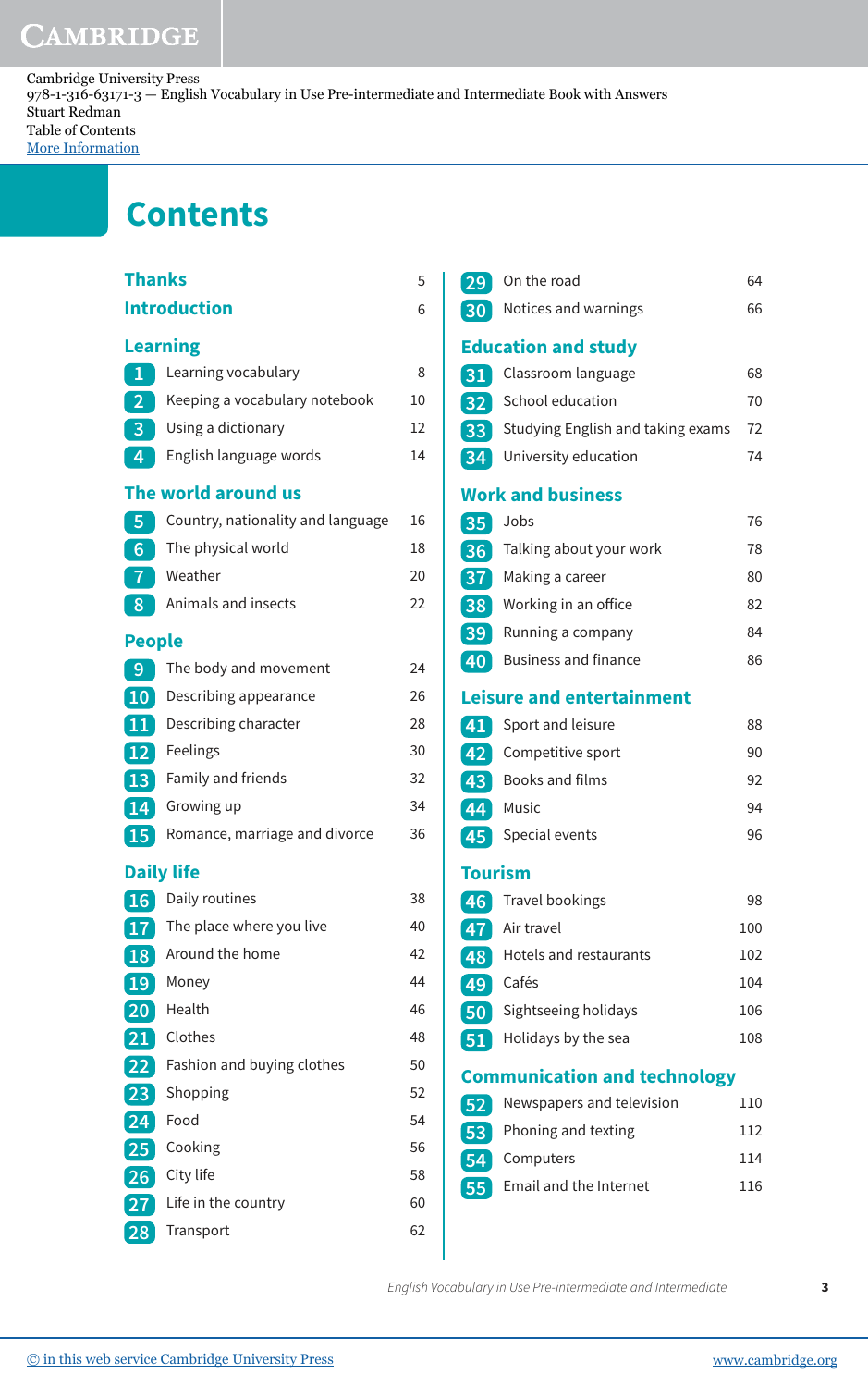Cambridge University Press
978-1-316-63171-3 — English Vocabulary in Use Pre-intermediate and Intermediate Book with Answers
Stuart Redman
Table of Contents
More Information

# Contents

**Thanks** 5

**Introduction** 6

## Learning

1 Learning vocabulary 8
2 Keeping a vocabulary notebook 10
3 Using a dictionary 12
4 English language words 14

## The world around us

5 Country, nationality and language 16
6 The physical world 18
7 Weather 20
8 Animals and insects 22

## People

9 The body and movement 24
10 Describing appearance 26
11 Describing character 28
12 Feelings 30
13 Family and friends 32
14 Growing up 34
15 Romance, marriage and divorce 36

## Daily life

16 Daily routines 38
17 The place where you live 40
18 Around the home 42
19 Money 44
20 Health 46
21 Clothes 48
22 Fashion and buying clothes 50
23 Shopping 52
24 Food 54
25 Cooking 56
26 City life 58
27 Life in the country 60
28 Transport 62
29 On the road 64
30 Notices and warnings 66

## Education and study

31 Classroom language 68
32 School education 70
33 Studying English and taking exams 72
34 University education 74

## Work and business

35 Jobs 76
36 Talking about your work 78
37 Making a career 80
38 Working in an office 82
39 Running a company 84
40 Business and finance 86

## Leisure and entertainment

41 Sport and leisure 88
42 Competitive sport 90
43 Books and films 92
44 Music 94
45 Special events 96

## Tourism

46 Travel bookings 98
47 Air travel 100
48 Hotels and restaurants 102
49 Cafés 104
50 Sightseeing holidays 106
51 Holidays by the sea 108

## Communication and technology

52 Newspapers and television 110
53 Phoning and texting 112
54 Computers 114
55 Email and the Internet 116

© in this web service Cambridge University Press www.cambridge.org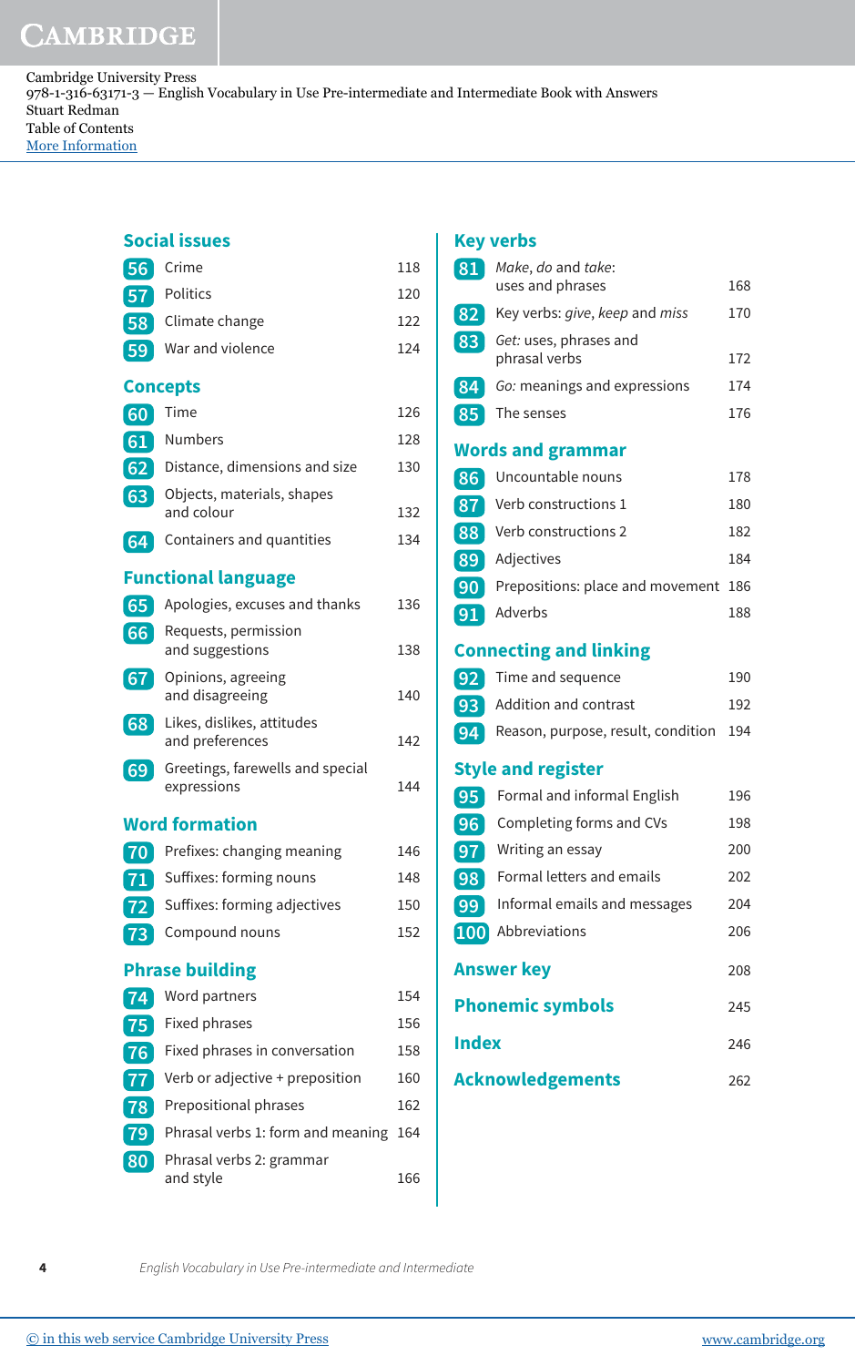Cambridge University Press
978-1-316-63171-3 — English Vocabulary in Use Pre-intermediate and Intermediate Book with Answers
Stuart Redman
Table of Contents
More Information

## Social issues

| | | |
|---|---|---|
| 56 | Crime | 118 |
| 57 | Politics | 120 |
| 58 | Climate change | 122 |
| 59 | War and violence | 124 |

## Concepts

| | | |
|---|---|---|
| 60 | Time | 126 |
| 61 | Numbers | 128 |
| 62 | Distance, dimensions and size | 130 |
| 63 | Objects, materials, shapes and colour | 132 |
| 64 | Containers and quantities | 134 |

## Functional language

| | | |
|---|---|---|
| 65 | Apologies, excuses and thanks | 136 |
| 66 | Requests, permission and suggestions | 138 |
| 67 | Opinions, agreeing and disagreeing | 140 |
| 68 | Likes, dislikes, attitudes and preferences | 142 |
| 69 | Greetings, farewells and special expressions | 144 |

## Word formation

| | | |
|---|---|---|
| 70 | Prefixes: changing meaning | 146 |
| 71 | Suffixes: forming nouns | 148 |
| 72 | Suffixes: forming adjectives | 150 |
| 73 | Compound nouns | 152 |

## Phrase building

| | | |
|---|---|---|
| 74 | Word partners | 154 |
| 75 | Fixed phrases | 156 |
| 76 | Fixed phrases in conversation | 158 |
| 77 | Verb or adjective + preposition | 160 |
| 78 | Prepositional phrases | 162 |
| 79 | Phrasal verbs 1: form and meaning | 164 |
| 80 | Phrasal verbs 2: grammar and style | 166 |

## Key verbs

| | | |
|---|---|---|
| 81 | *Make*, *do* and *take*: uses and phrases | 168 |
| 82 | Key verbs: *give*, *keep* and *miss* | 170 |
| 83 | *Get:* uses, phrases and phrasal verbs | 172 |
| 84 | *Go:* meanings and expressions | 174 |
| 85 | The senses | 176 |

## Words and grammar

| | | |
|---|---|---|
| 86 | Uncountable nouns | 178 |
| 87 | Verb constructions 1 | 180 |
| 88 | Verb constructions 2 | 182 |
| 89 | Adjectives | 184 |
| 90 | Prepositions: place and movement | 186 |
| 91 | Adverbs | 188 |

## Connecting and linking

| | | |
|---|---|---|
| 92 | Time and sequence | 190 |
| 93 | Addition and contrast | 192 |
| 94 | Reason, purpose, result, condition | 194 |

## Style and register

| | | |
|---|---|---|
| 95 | Formal and informal English | 196 |
| 96 | Completing forms and CVs | 198 |
| 97 | Writing an essay | 200 |
| 98 | Formal letters and emails | 202 |
| 99 | Informal emails and messages | 204 |
| 100 | Abbreviations | 206 |

## Answer key — 208

## Phonemic symbols — 245

## Index — 246

## Acknowledgements — 262

English Vocabulary in Use Pre-intermediate and Intermediate

© in this web service Cambridge University Press — www.cambridge.org